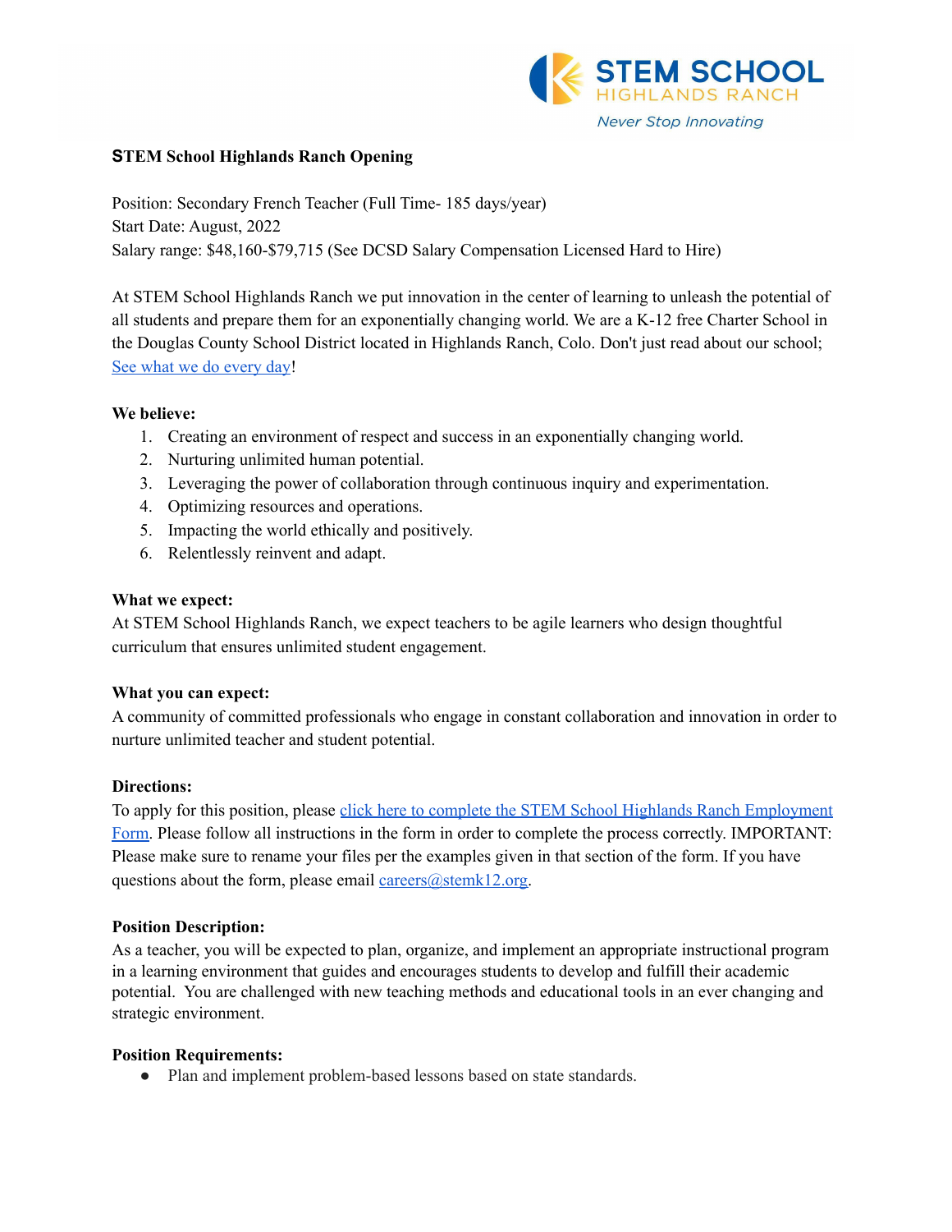STEM SCHOOL HIGHLANDS RANCH
*Never Stop Innovating*

**STEM School Highlands Ranch Opening**

Position: Secondary French Teacher (Full Time- 185 days/year)
Start Date: August, 2022
Salary range: $48,160-$79,715 (See DCSD Salary Compensation Licensed Hard to Hire)

At STEM School Highlands Ranch we put innovation in the center of learning to unleash the potential of all students and prepare them for an exponentially changing world. We are a K-12 free Charter School in the Douglas County School District located in Highlands Ranch, Colo. Don't just read about our school; See what we do every day!

**We believe:**

1. Creating an environment of respect and success in an exponentially changing world.
2. Nurturing unlimited human potential.
3. Leveraging the power of collaboration through continuous inquiry and experimentation.
4. Optimizing resources and operations.
5. Impacting the world ethically and positively.
6. Relentlessly reinvent and adapt.

**What we expect:**
At STEM School Highlands Ranch, we expect teachers to be agile learners who design thoughtful curriculum that ensures unlimited student engagement.

**What you can expect:**
A community of committed professionals who engage in constant collaboration and innovation in order to nurture unlimited teacher and student potential.

**Directions:**
To apply for this position, please click here to complete the STEM School Highlands Ranch Employment Form. Please follow all instructions in the form in order to complete the process correctly. IMPORTANT: Please make sure to rename your files per the examples given in that section of the form. If you have questions about the form, please email careers@stemk12.org.

**Position Description:**
As a teacher, you will be expected to plan, organize, and implement an appropriate instructional program in a learning environment that guides and encourages students to develop and fulfill their academic potential. You are challenged with new teaching methods and educational tools in an ever changing and strategic environment.

**Position Requirements:**

- Plan and implement problem-based lessons based on state standards.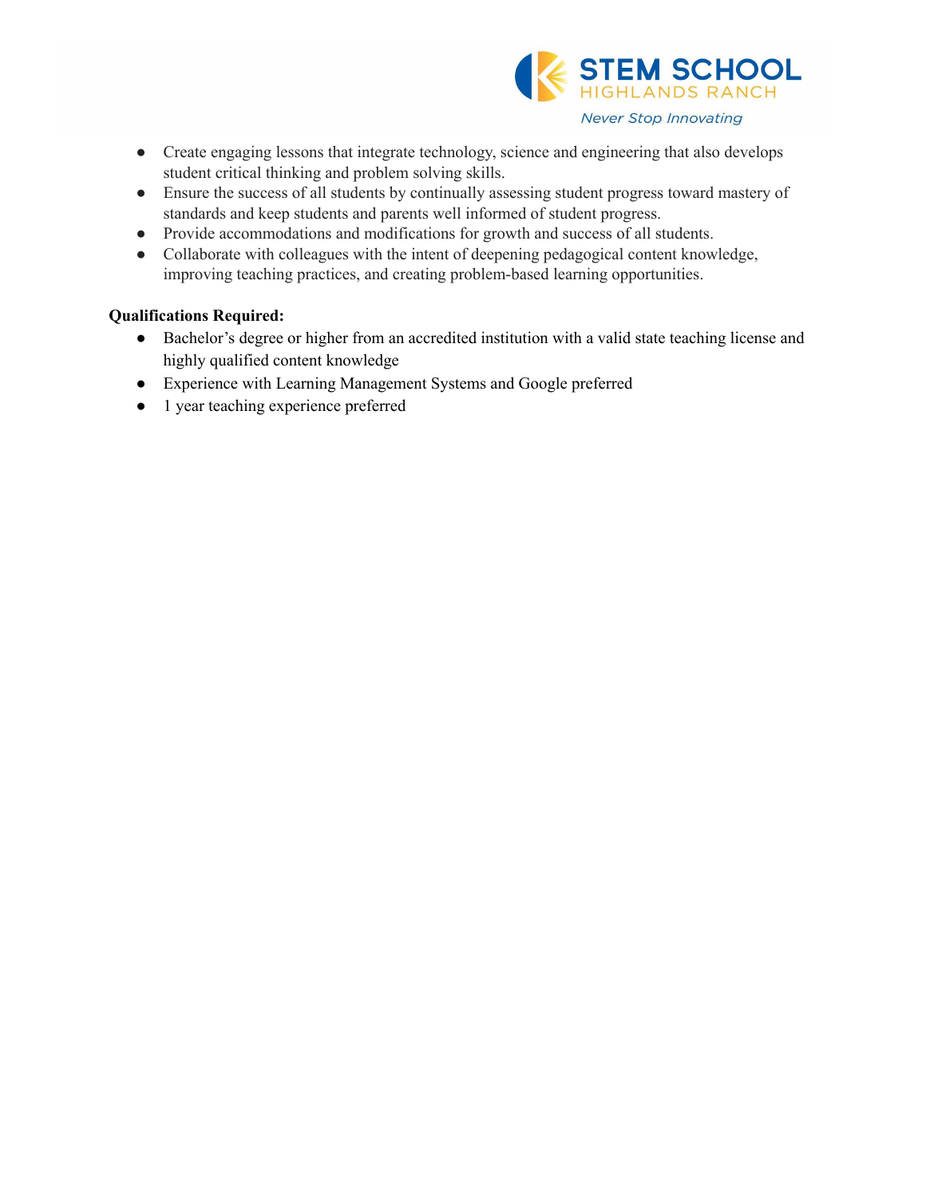- Create engaging lessons that integrate technology, science and engineering that also develops student critical thinking and problem solving skills.
- Ensure the success of all students by continually assessing student progress toward mastery of standards and keep students and parents well informed of student progress.
- Provide accommodations and modifications for growth and success of all students.
- Collaborate with colleagues with the intent of deepening pedagogical content knowledge, improving teaching practices, and creating problem-based learning opportunities.

**Qualifications Required:**

- Bachelor's degree or higher from an accredited institution with a valid state teaching license and highly qualified content knowledge
- Experience with Learning Management Systems and Google preferred
- 1 year teaching experience preferred